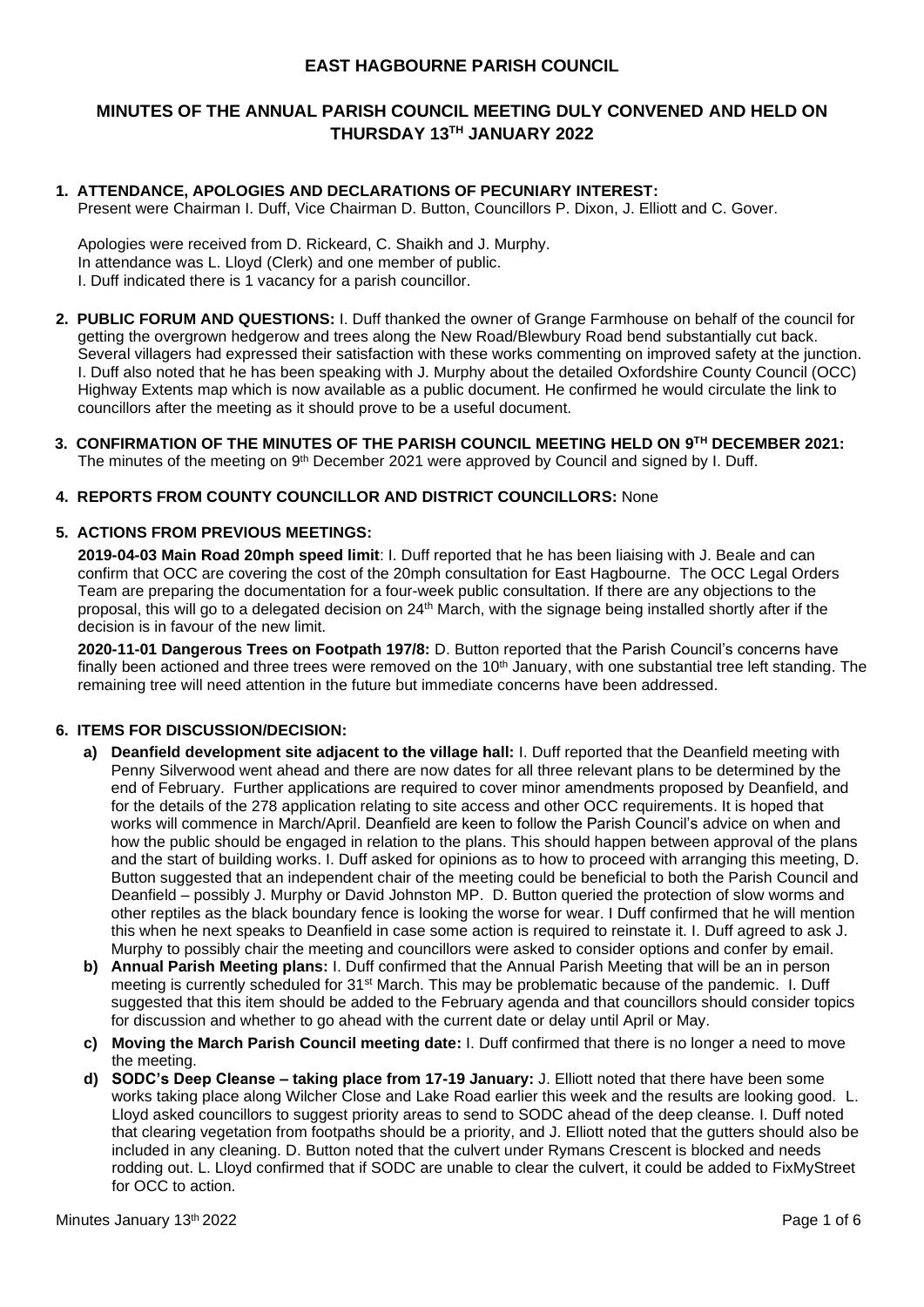# EAST HAGBOURNE PARISH COUNCIL

## MINUTES OF THE ANNUAL PARISH COUNCIL MEETING DULY CONVENED AND HELD ON THURSDAY 13TH JANUARY 2022

**1. ATTENDANCE, APOLOGIES AND DECLARATIONS OF PECUNIARY INTEREST:**
Present were Chairman I. Duff, Vice Chairman D. Button, Councillors P. Dixon, J. Elliott and C. Gover.

Apologies were received from D. Rickeard, C. Shaikh and J. Murphy.
In attendance was L. Lloyd (Clerk) and one member of public.
I. Duff indicated there is 1 vacancy for a parish councillor.

**2. PUBLIC FORUM AND QUESTIONS:** I. Duff thanked the owner of Grange Farmhouse on behalf of the council for getting the overgrown hedgerow and trees along the New Road/Blewbury Road bend substantially cut back. Several villagers had expressed their satisfaction with these works commenting on improved safety at the junction. I. Duff also noted that he has been speaking with J. Murphy about the detailed Oxfordshire County Council (OCC) Highway Extents map which is now available as a public document. He confirmed he would circulate the link to councillors after the meeting as it should prove to be a useful document.

**3. CONFIRMATION OF THE MINUTES OF THE PARISH COUNCIL MEETING HELD ON 9TH DECEMBER 2021:**
The minutes of the meeting on 9th December 2021 were approved by Council and signed by I. Duff.

**4. REPORTS FROM COUNTY COUNCILLOR AND DISTRICT COUNCILLORS:** None

**5. ACTIONS FROM PREVIOUS MEETINGS:**

**2019-04-03 Main Road 20mph speed limit**: I. Duff reported that he has been liaising with J. Beale and can confirm that OCC are covering the cost of the 20mph consultation for East Hagbourne. The OCC Legal Orders Team are preparing the documentation for a four-week public consultation. If there are any objections to the proposal, this will go to a delegated decision on 24th March, with the signage being installed shortly after if the decision is in favour of the new limit.

**2020-11-01 Dangerous Trees on Footpath 197/8:** D. Button reported that the Parish Council's concerns have finally been actioned and three trees were removed on the 10th January, with one substantial tree left standing. The remaining tree will need attention in the future but immediate concerns have been addressed.

**6. ITEMS FOR DISCUSSION/DECISION:**

a) **Deanfield development site adjacent to the village hall:** I. Duff reported that the Deanfield meeting with Penny Silverwood went ahead and there are now dates for all three relevant plans to be determined by the end of February. Further applications are required to cover minor amendments proposed by Deanfield, and for the details of the 278 application relating to site access and other OCC requirements. It is hoped that works will commence in March/April. Deanfield are keen to follow the Parish Council's advice on when and how the public should be engaged in relation to the plans. This should happen between approval of the plans and the start of building works. I. Duff asked for opinions as to how to proceed with arranging this meeting, D. Button suggested that an independent chair of the meeting could be beneficial to both the Parish Council and Deanfield – possibly J. Murphy or David Johnston MP. D. Button queried the protection of slow worms and other reptiles as the black boundary fence is looking the worse for wear. I Duff confirmed that he will mention this when he next speaks to Deanfield in case some action is required to reinstate it. I. Duff agreed to ask J. Murphy to possibly chair the meeting and councillors were asked to consider options and confer by email.

b) **Annual Parish Meeting plans:** I. Duff confirmed that the Annual Parish Meeting that will be an in person meeting is currently scheduled for 31st March. This may be problematic because of the pandemic. I. Duff suggested that this item should be added to the February agenda and that councillors should consider topics for discussion and whether to go ahead with the current date or delay until April or May.

c) **Moving the March Parish Council meeting date:** I. Duff confirmed that there is no longer a need to move the meeting.

d) **SODC's Deep Cleanse – taking place from 17-19 January:** J. Elliott noted that there have been some works taking place along Wilcher Close and Lake Road earlier this week and the results are looking good. L. Lloyd asked councillors to suggest priority areas to send to SODC ahead of the deep cleanse. I. Duff noted that clearing vegetation from footpaths should be a priority, and J. Elliott noted that the gutters should also be included in any cleaning. D. Button noted that the culvert under Rymans Crescent is blocked and needs rodding out. L. Lloyd confirmed that if SODC are unable to clear the culvert, it could be added to FixMyStreet for OCC to action.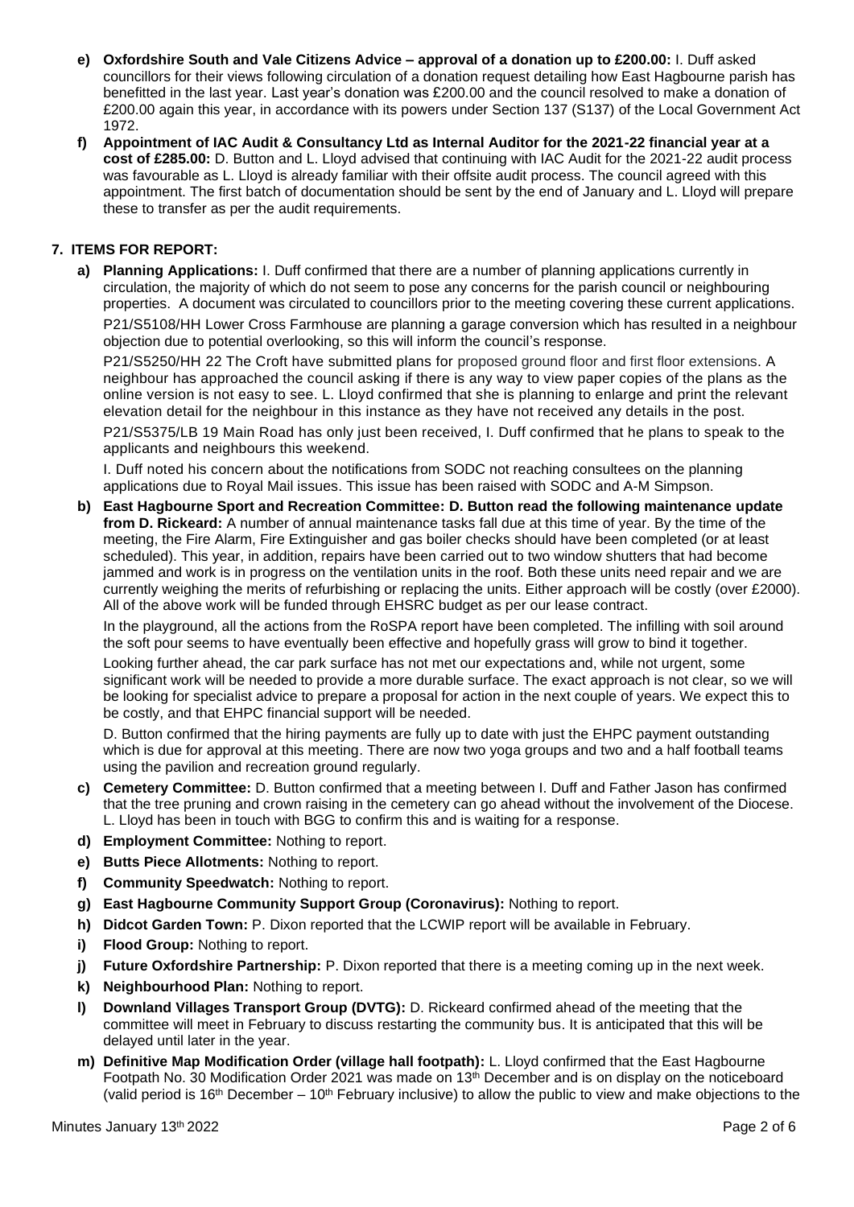- **e) Oxfordshire South and Vale Citizens Advice – approval of a donation up to £200.00:** I. Duff asked councillors for their views following circulation of a donation request detailing how East Hagbourne parish has benefitted in the last year. Last year's donation was £200.00 and the council resolved to make a donation of £200.00 again this year, in accordance with its powers under Section 137 (S137) of the Local Government Act 1972.
- **f) Appointment of IAC Audit & Consultancy Ltd as Internal Auditor for the 2021-22 financial year at a cost of £285.00:** D. Button and L. Lloyd advised that continuing with IAC Audit for the 2021-22 audit process was favourable as L. Lloyd is already familiar with their offsite audit process. The council agreed with this appointment. The first batch of documentation should be sent by the end of January and L. Lloyd will prepare these to transfer as per the audit requirements.

## 7. ITEMS FOR REPORT:

- **a) Planning Applications:** I. Duff confirmed that there are a number of planning applications currently in circulation, the majority of which do not seem to pose any concerns for the parish council or neighbouring properties. A document was circulated to councillors prior to the meeting covering these current applications.

  P21/S5108/HH Lower Cross Farmhouse are planning a garage conversion which has resulted in a neighbour objection due to potential overlooking, so this will inform the council's response.

  P21/S5250/HH 22 The Croft have submitted plans for proposed ground floor and first floor extensions. A neighbour has approached the council asking if there is any way to view paper copies of the plans as the online version is not easy to see. L. Lloyd confirmed that she is planning to enlarge and print the relevant elevation detail for the neighbour in this instance as they have not received any details in the post.

  P21/S5375/LB 19 Main Road has only just been received, I. Duff confirmed that he plans to speak to the applicants and neighbours this weekend.

  I. Duff noted his concern about the notifications from SODC not reaching consultees on the planning applications due to Royal Mail issues. This issue has been raised with SODC and A-M Simpson.

- **b) East Hagbourne Sport and Recreation Committee: D. Button read the following maintenance update from D. Rickeard:** A number of annual maintenance tasks fall due at this time of year. By the time of the meeting, the Fire Alarm, Fire Extinguisher and gas boiler checks should have been completed (or at least scheduled). This year, in addition, repairs have been carried out to two window shutters that had become jammed and work is in progress on the ventilation units in the roof. Both these units need repair and we are currently weighing the merits of refurbishing or replacing the units. Either approach will be costly (over £2000). All of the above work will be funded through EHSRC budget as per our lease contract.

  In the playground, all the actions from the RoSPA report have been completed. The infilling with soil around the soft pour seems to have eventually been effective and hopefully grass will grow to bind it together.

  Looking further ahead, the car park surface has not met our expectations and, while not urgent, some significant work will be needed to provide a more durable surface. The exact approach is not clear, so we will be looking for specialist advice to prepare a proposal for action in the next couple of years. We expect this to be costly, and that EHPC financial support will be needed.

  D. Button confirmed that the hiring payments are fully up to date with just the EHPC payment outstanding which is due for approval at this meeting. There are now two yoga groups and two and a half football teams using the pavilion and recreation ground regularly.

- **c) Cemetery Committee:** D. Button confirmed that a meeting between I. Duff and Father Jason has confirmed that the tree pruning and crown raising in the cemetery can go ahead without the involvement of the Diocese. L. Lloyd has been in touch with BGG to confirm this and is waiting for a response.
- **d) Employment Committee:** Nothing to report.
- **e) Butts Piece Allotments:** Nothing to report.
- **f) Community Speedwatch:** Nothing to report.
- **g) East Hagbourne Community Support Group (Coronavirus):** Nothing to report.
- **h) Didcot Garden Town:** P. Dixon reported that the LCWIP report will be available in February.
- **i) Flood Group:** Nothing to report.
- **j) Future Oxfordshire Partnership:** P. Dixon reported that there is a meeting coming up in the next week.
- **k) Neighbourhood Plan:** Nothing to report.
- **l) Downland Villages Transport Group (DVTG):** D. Rickeard confirmed ahead of the meeting that the committee will meet in February to discuss restarting the community bus. It is anticipated that this will be delayed until later in the year.
- **m) Definitive Map Modification Order (village hall footpath):** L. Lloyd confirmed that the East Hagbourne Footpath No. 30 Modification Order 2021 was made on 13th December and is on display on the noticeboard (valid period is 16th December – 10th February inclusive) to allow the public to view and make objections to the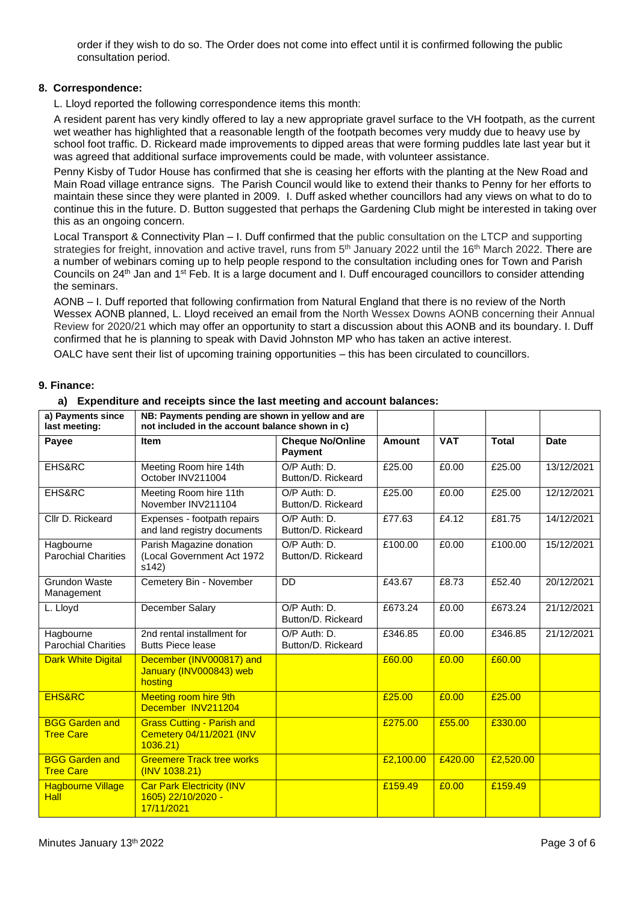order if they wish to do so. The Order does not come into effect until it is confirmed following the public consultation period.

**8. Correspondence:**

L. Lloyd reported the following correspondence items this month:

A resident parent has very kindly offered to lay a new appropriate gravel surface to the VH footpath, as the current wet weather has highlighted that a reasonable length of the footpath becomes very muddy due to heavy use by school foot traffic. D. Rickeard made improvements to dipped areas that were forming puddles late last year but it was agreed that additional surface improvements could be made, with volunteer assistance.

Penny Kisby of Tudor House has confirmed that she is ceasing her efforts with the planting at the New Road and Main Road village entrance signs. The Parish Council would like to extend their thanks to Penny for her efforts to maintain these since they were planted in 2009. I. Duff asked whether councillors had any views on what to do to continue this in the future. D. Button suggested that perhaps the Gardening Club might be interested in taking over this as an ongoing concern.

Local Transport & Connectivity Plan – I. Duff confirmed that the public consultation on the LTCP and supporting strategies for freight, innovation and active travel, runs from 5th January 2022 until the 16th March 2022. There are a number of webinars coming up to help people respond to the consultation including ones for Town and Parish Councils on 24th Jan and 1st Feb. It is a large document and I. Duff encouraged councillors to consider attending the seminars.

AONB – I. Duff reported that following confirmation from Natural England that there is no review of the North Wessex AONB planned, L. Lloyd received an email from the North Wessex Downs AONB concerning their Annual Review for 2020/21 which may offer an opportunity to start a discussion about this AONB and its boundary. I. Duff confirmed that he is planning to speak with David Johnston MP who has taken an active interest.

OALC have sent their list of upcoming training opportunities – this has been circulated to councillors.

**9. Finance:**

**a) Expenditure and receipts since the last meeting and account balances:**

| a) Payments since last meeting: | NB: Payments pending are shown in yellow and are not included in the account balance shown in c) | | | | | |
|---|---|---|---|---|---|---|
| **Payee** | **Item** | **Cheque No/Online Payment** | **Amount** | **VAT** | **Total** | **Date** |
| EHS&RC | Meeting Room hire 14th October INV211004 | O/P Auth: D. Button/D. Rickeard | £25.00 | £0.00 | £25.00 | 13/12/2021 |
| EHS&RC | Meeting Room hire 11th November INV211104 | O/P Auth: D. Button/D. Rickeard | £25.00 | £0.00 | £25.00 | 12/12/2021 |
| Cllr D. Rickeard | Expenses - footpath repairs and land registry documents | O/P Auth: D. Button/D. Rickeard | £77.63 | £4.12 | £81.75 | 14/12/2021 |
| Hagbourne Parochial Charities | Parish Magazine donation (Local Government Act 1972 s142) | O/P Auth: D. Button/D. Rickeard | £100.00 | £0.00 | £100.00 | 15/12/2021 |
| Grundon Waste Management | Cemetery Bin - November | DD | £43.67 | £8.73 | £52.40 | 20/12/2021 |
| L. Lloyd | December Salary | O/P Auth: D. Button/D. Rickeard | £673.24 | £0.00 | £673.24 | 21/12/2021 |
| Hagbourne Parochial Charities | 2nd rental installment for Butts Piece lease | O/P Auth: D. Button/D. Rickeard | £346.85 | £0.00 | £346.85 | 21/12/2021 |
| Dark White Digital | December (INV000817) and January (INV000843) web hosting | | £60.00 | £0.00 | £60.00 | |
| EHS&RC | Meeting room hire 9th December INV211204 | | £25.00 | £0.00 | £25.00 | |
| BGG Garden and Tree Care | Grass Cutting - Parish and Cemetery 04/11/2021 (INV 1036.21) | | £275.00 | £55.00 | £330.00 | |
| BGG Garden and Tree Care | Greemere Track tree works (INV 1038.21) | | £2,100.00 | £420.00 | £2,520.00 | |
| Hagbourne Village Hall | Car Park Electricity (INV 1605) 22/10/2020 - 17/11/2021 | | £159.49 | £0.00 | £159.49 | |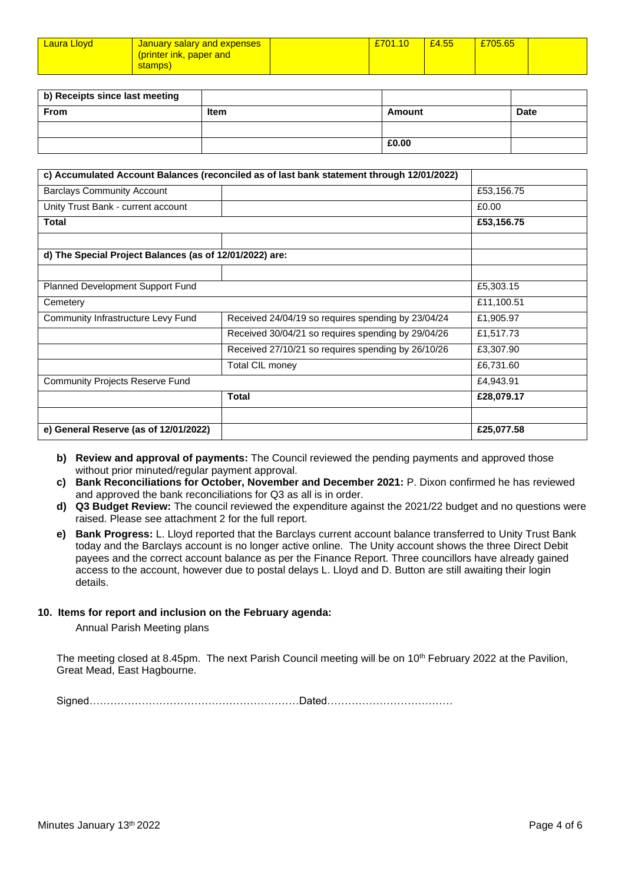| Laura Lloyd | January salary and expenses (printer ink, paper and stamps) | | £701.10 | £4.55 | £705.65 | |
|---|---|---|---|---|---|---|

| b) Receipts since last meeting | | | |
|---|---|---|---|
| **From** | **Item** | **Amount** | **Date** |
| | | | |
| | | **£0.00** | |

| c) Accumulated Account Balances (reconciled as of last bank statement through 12/01/2022) | | |
|---|---|---|
| Barclays Community Account | | £53,156.75 |
| Unity Trust Bank - current account | | £0.00 |
| **Total** | | **£53,156.75** |
| | | |
| **d) The Special Project Balances (as of 12/01/2022) are:** | | |
| | | |
| Planned Development Support Fund | | £5,303.15 |
| Cemetery | | £11,100.51 |
| Community Infrastructure Levy Fund | Received 24/04/19 so requires spending by 23/04/24 | £1,905.97 |
| | Received 30/04/21 so requires spending by 29/04/26 | £1,517.73 |
| | Received 27/10/21 so requires spending by 26/10/26 | £3,307.90 |
| | Total CIL money | £6,731.60 |
| Community Projects Reserve Fund | | £4,943.91 |
| | **Total** | **£28,079.17** |
| | | |
| **e) General Reserve (as of 12/01/2022)** | | **£25,077.58** |

**b) Review and approval of payments:** The Council reviewed the pending payments and approved those without prior minuted/regular payment approval.

**c) Bank Reconciliations for October, November and December 2021:** P. Dixon confirmed he has reviewed and approved the bank reconciliations for Q3 as all is in order.

**d) Q3 Budget Review:** The council reviewed the expenditure against the 2021/22 budget and no questions were raised. Please see attachment 2 for the full report.

**e) Bank Progress:** L. Lloyd reported that the Barclays current account balance transferred to Unity Trust Bank today and the Barclays account is no longer active online. The Unity account shows the three Direct Debit payees and the correct account balance as per the Finance Report. Three councillors have already gained access to the account, however due to postal delays L. Lloyd and D. Button are still awaiting their login details.

**10. Items for report and inclusion on the February agenda:**

Annual Parish Meeting plans

The meeting closed at 8.45pm. The next Parish Council meeting will be on 10th February 2022 at the Pavilion, Great Mead, East Hagbourne.

Signed……………………………………………………Dated………………………………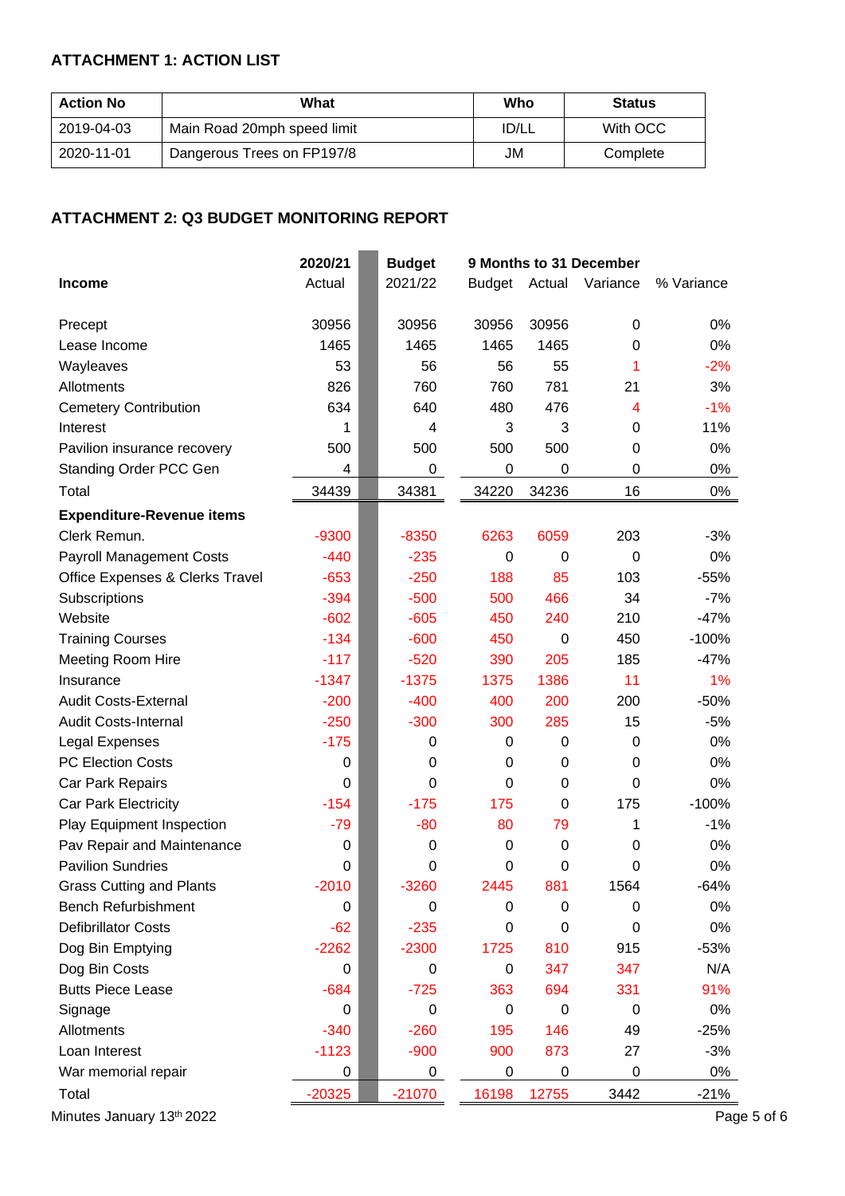### ATTACHMENT 1: ACTION LIST

| Action No | What | Who | Status |
|---|---|---|---|
| 2019-04-03 | Main Road 20mph speed limit | ID/LL | With OCC |
| 2020-11-01 | Dangerous Trees on FP197/8 | JM | Complete |

### ATTACHMENT 2: Q3 BUDGET MONITORING REPORT

| | 2020/21 | Budget | 9 Months to 31 December | | | |
|---|---|---|---|---|---|---|
| **Income** | Actual | 2021/22 | Budget | Actual | Variance | % Variance |
| Precept | 30956 | 30956 | 30956 | 30956 | 0 | 0% |
| Lease Income | 1465 | 1465 | 1465 | 1465 | 0 | 0% |
| Wayleaves | 53 | 56 | 56 | 55 | 1 | -2% |
| Allotments | 826 | 760 | 760 | 781 | 21 | 3% |
| Cemetery Contribution | 634 | 640 | 480 | 476 | 4 | -1% |
| Interest | 1 | 4 | 3 | 3 | 0 | 11% |
| Pavilion insurance recovery | 500 | 500 | 500 | 500 | 0 | 0% |
| Standing Order PCC Gen | 4 | 0 | 0 | 0 | 0 | 0% |
| Total | 34439 | 34381 | 34220 | 34236 | 16 | 0% |
| **Expenditure-Revenue items** | | | | | | |
| Clerk Remun. | -9300 | -8350 | 6263 | 6059 | 203 | -3% |
| Payroll Management Costs | -440 | -235 | 0 | 0 | 0 | 0% |
| Office Expenses & Clerks Travel | -653 | -250 | 188 | 85 | 103 | -55% |
| Subscriptions | -394 | -500 | 500 | 466 | 34 | -7% |
| Website | -602 | -605 | 450 | 240 | 210 | -47% |
| Training Courses | -134 | -600 | 450 | 0 | 450 | -100% |
| Meeting Room Hire | -117 | -520 | 390 | 205 | 185 | -47% |
| Insurance | -1347 | -1375 | 1375 | 1386 | 11 | 1% |
| Audit Costs-External | -200 | -400 | 400 | 200 | 200 | -50% |
| Audit Costs-Internal | -250 | -300 | 300 | 285 | 15 | -5% |
| Legal Expenses | -175 | 0 | 0 | 0 | 0 | 0% |
| PC Election Costs | 0 | 0 | 0 | 0 | 0 | 0% |
| Car Park Repairs | 0 | 0 | 0 | 0 | 0 | 0% |
| Car Park Electricity | -154 | -175 | 175 | 0 | 175 | -100% |
| Play Equipment Inspection | -79 | -80 | 80 | 79 | 1 | -1% |
| Pav Repair and Maintenance | 0 | 0 | 0 | 0 | 0 | 0% |
| Pavilion Sundries | 0 | 0 | 0 | 0 | 0 | 0% |
| Grass Cutting and Plants | -2010 | -3260 | 2445 | 881 | 1564 | -64% |
| Bench Refurbishment | 0 | 0 | 0 | 0 | 0 | 0% |
| Defibrillator Costs | -62 | -235 | 0 | 0 | 0 | 0% |
| Dog Bin Emptying | -2262 | -2300 | 1725 | 810 | 915 | -53% |
| Dog Bin Costs | 0 | 0 | 0 | 347 | 347 | N/A |
| Butts Piece Lease | -684 | -725 | 363 | 694 | 331 | 91% |
| Signage | 0 | 0 | 0 | 0 | 0 | 0% |
| Allotments | -340 | -260 | 195 | 146 | 49 | -25% |
| Loan Interest | -1123 | -900 | 900 | 873 | 27 | -3% |
| War memorial repair | 0 | 0 | 0 | 0 | 0 | 0% |
| Total | -20325 | -21070 | 16198 | 12755 | 3442 | -21% |

Minutes January 13th 2022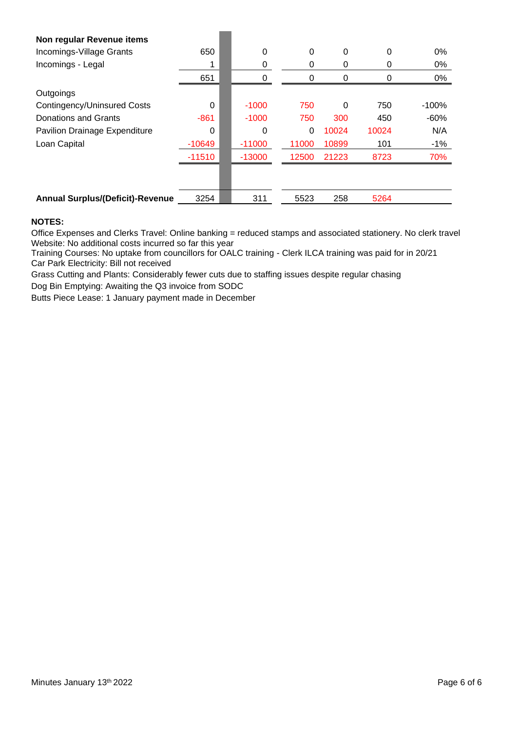| | | | | | | |
|---|---|---|---|---|---|---|
| **Non regular Revenue items** | | | | | | |
| Incomings-Village Grants | 650 | 0 | 0 | 0 | 0 | 0% |
| Incomings - Legal | 1 | 0 | 0 | 0 | 0 | 0% |
| | 651 | 0 | 0 | 0 | 0 | 0% |
| Outgoings | | | | | | |
| Contingency/Uninsured Costs | 0 | -1000 | 750 | 0 | 750 | -100% |
| Donations and Grants | -861 | -1000 | 750 | 300 | 450 | -60% |
| Pavilion Drainage Expenditure | 0 | 0 | 0 | 10024 | 10024 | N/A |
| Loan Capital | -10649 | -11000 | 11000 | 10899 | 101 | -1% |
| | -11510 | -13000 | 12500 | 21223 | 8723 | 70% |
| **Annual Surplus/(Deficit)-Revenue** | 3254 | 311 | 5523 | 258 | 5264 | |

**NOTES:**

Office Expenses and Clerks Travel: Online banking = reduced stamps and associated stationery. No clerk travel

Website: No additional costs incurred so far this year

Training Courses: No uptake from councillors for OALC training - Clerk ILCA training was paid for in 20/21

Car Park Electricity: Bill not received

Grass Cutting and Plants: Considerably fewer cuts due to staffing issues despite regular chasing

Dog Bin Emptying: Awaiting the Q3 invoice from SODC

Butts Piece Lease: 1 January payment made in December